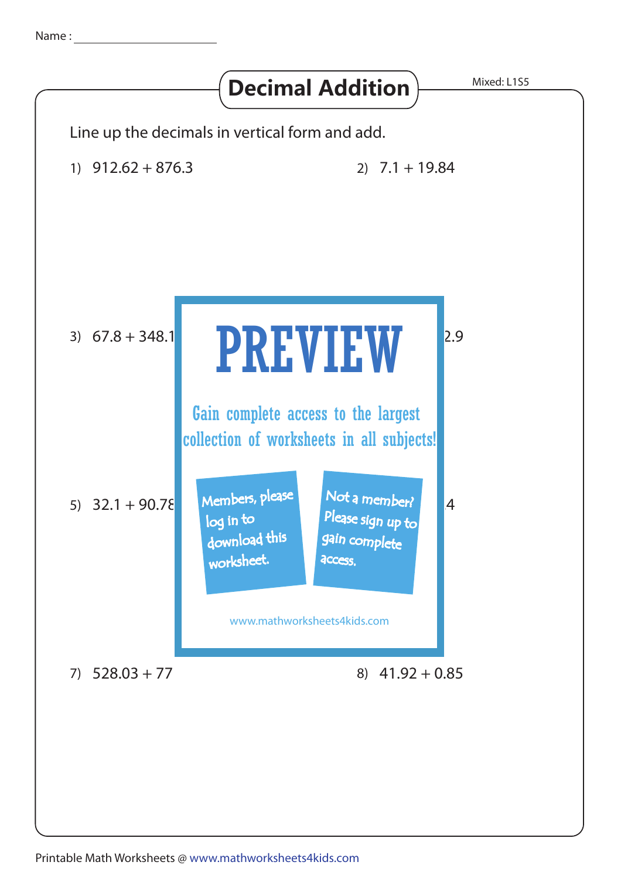Name : ____________________

# Decimal Addition

Mixed: L1S5

Line up the decimals in vertical form and add.

1) 912.62 + 876.3

2) 7.1 + 19.84

3) 67.8 + 348.1

2.9

5) 32.1 + 90.78

.4

PREVIEW

Gain complete access to the largest collection of worksheets in all subjects!

Members, please log in to download this worksheet.

Not a member? Please sign up to gain complete access.

www.mathworksheets4kids.com

7) 528.03 + 77

8) 41.92 + 0.85

Printable Math Worksheets @ www.mathworksheets4kids.com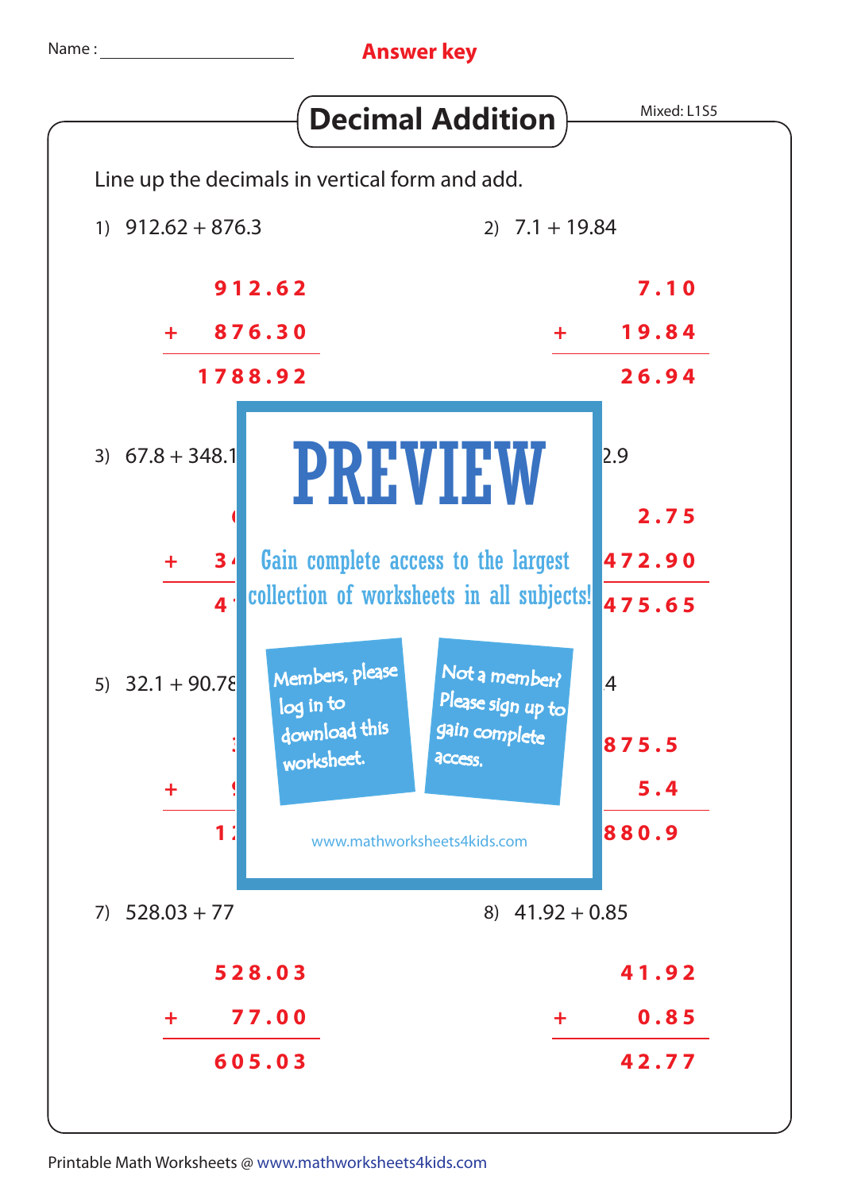Name : ______________________

**Answer key**

# Decimal Addition

Mixed: L1S5

Line up the decimals in vertical form and add.

1) 912.62 + 876.3

```
    912.62
+   876.30
----------
   1788.92
```

2) 7.1 + 19.84

```
      7.10
+    19.84
----------
     26.94
```

3) 67.8 + 348.1

```
+   3
----------
    4
```

4) ...2.9

```
      2.75
+   472.90
----------
    475.65
```

5) 32.1 + 90.78

```
+   9
----------
   1
```

6) ...4

```
    875.5
+     5.4
----------
    880.9
```

PREVIEW

Gain complete access to the largest collection of worksheets in all subjects!

Members, please log in to download this worksheet.

Not a member? Please sign up to gain complete access.

www.mathworksheets4kids.com

7) 528.03 + 77

```
    528.03
+    77.00
----------
    605.03
```

8) 41.92 + 0.85

```
     41.92
+     0.85
----------
     42.77
```

Printable Math Worksheets @ www.mathworksheets4kids.com